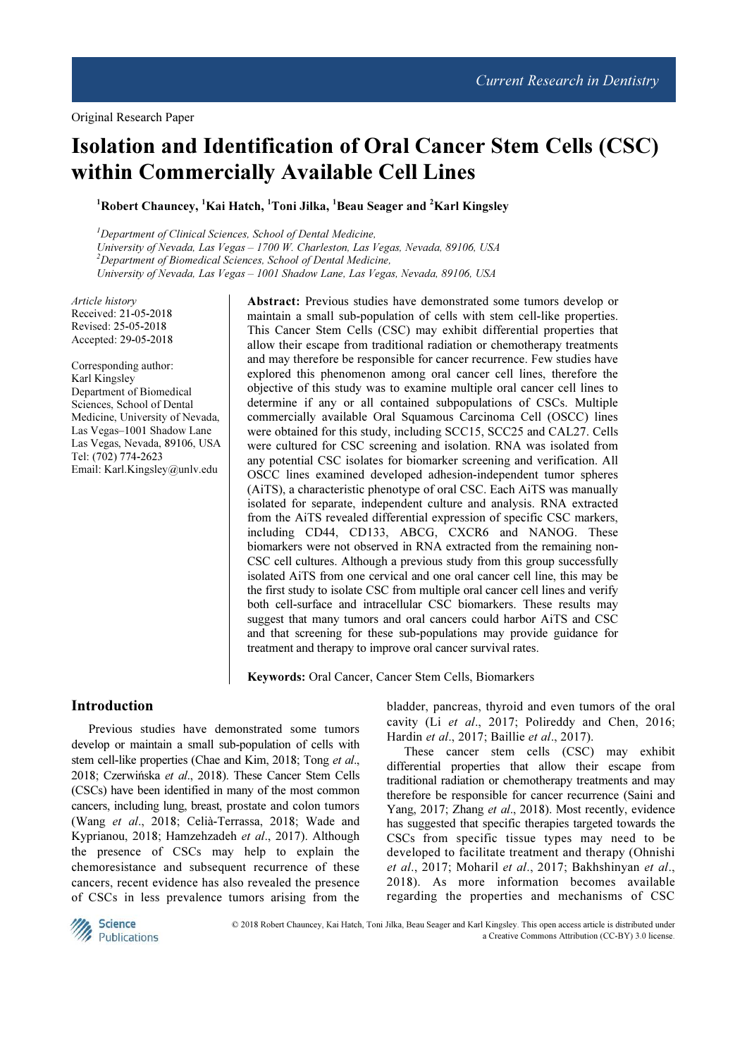Original Research Paper

# Isolation and Identification of Oral Cancer Stem Cells (CSC) within Commercially Available Cell Lines

[1]Robert Chauncey, [1]Kai Hatch, [1]Toni Jilka, [1]Beau Seager and [2]Karl Kingsley

[1]*Department of Clinical Sciences, School of Dental Medicine,*
*University of Nevada, Las Vegas – 1700 W. Charleston, Las Vegas, Nevada, 89106, USA*
[2]*Department of Biomedical Sciences, School of Dental Medicine,*
*University of Nevada, Las Vegas – 1001 Shadow Lane, Las Vegas, Nevada, 89106, USA*

*Article history*
Received: 21-05-2018
Revised: 25-05-2018
Accepted: 29-05-2018

Corresponding author:
Karl Kingsley
Department of Biomedical Sciences, School of Dental Medicine, University of Nevada, Las Vegas–1001 Shadow Lane
Las Vegas, Nevada, 89106, USA
Tel: (702) 774-2623
Email: Karl.Kingsley@unlv.edu

**Abstract:** Previous studies have demonstrated some tumors develop or maintain a small sub-population of cells with stem cell-like properties. This Cancer Stem Cells (CSC) may exhibit differential properties that allow their escape from traditional radiation or chemotherapy treatments and may therefore be responsible for cancer recurrence. Few studies have explored this phenomenon among oral cancer cell lines, therefore the objective of this study was to examine multiple oral cancer cell lines to determine if any or all contained subpopulations of CSCs. Multiple commercially available Oral Squamous Carcinoma Cell (OSCC) lines were obtained for this study, including SCC15, SCC25 and CAL27. Cells were cultured for CSC screening and isolation. RNA was isolated from any potential CSC isolates for biomarker screening and verification. All OSCC lines examined developed adhesion-independent tumor spheres (AiTS), a characteristic phenotype of oral CSC. Each AiTS was manually isolated for separate, independent culture and analysis. RNA extracted from the AiTS revealed differential expression of specific CSC markers, including CD44, CD133, ABCG, CXCR6 and NANOG. These biomarkers were not observed in RNA extracted from the remaining non-CSC cell cultures. Although a previous study from this group successfully isolated AiTS from one cervical and one oral cancer cell line, this may be the first study to isolate CSC from multiple oral cancer cell lines and verify both cell-surface and intracellular CSC biomarkers. These results may suggest that many tumors and oral cancers could harbor AiTS and CSC and that screening for these sub-populations may provide guidance for treatment and therapy to improve oral cancer survival rates.

**Keywords:** Oral Cancer, Cancer Stem Cells, Biomarkers

## Introduction

Previous studies have demonstrated some tumors develop or maintain a small sub-population of cells with stem cell-like properties (Chae and Kim, 2018; Tong *et al*., 2018; Czerwińska *et al*., 2018). These Cancer Stem Cells (CSCs) have been identified in many of the most common cancers, including lung, breast, prostate and colon tumors (Wang *et al*., 2018; Celià-Terrassa, 2018; Wade and Kyprianou, 2018; Hamzehzadeh *et al*., 2017). Although the presence of CSCs may help to explain the chemoresistance and subsequent recurrence of these cancers, recent evidence has also revealed the presence of CSCs in less prevalence tumors arising from the bladder, pancreas, thyroid and even tumors of the oral cavity (Li *et al*., 2017; Polireddy and Chen, 2016; Hardin *et al*., 2017; Baillie *et al*., 2017).

These cancer stem cells (CSC) may exhibit differential properties that allow their escape from traditional radiation or chemotherapy treatments and may therefore be responsible for cancer recurrence (Saini and Yang, 2017; Zhang *et al*., 2018). Most recently, evidence has suggested that specific therapies targeted towards the CSCs from specific tissue types may need to be developed to facilitate treatment and therapy (Ohnishi *et al*., 2017; Moharil *et al*., 2017; Bakhshinyan *et al*., 2018). As more information becomes available regarding the properties and mechanisms of CSC

© 2018 Robert Chauncey, Kai Hatch, Toni Jilka, Beau Seager and Karl Kingsley. This open access article is distributed under a Creative Commons Attribution (CC-BY) 3.0 license.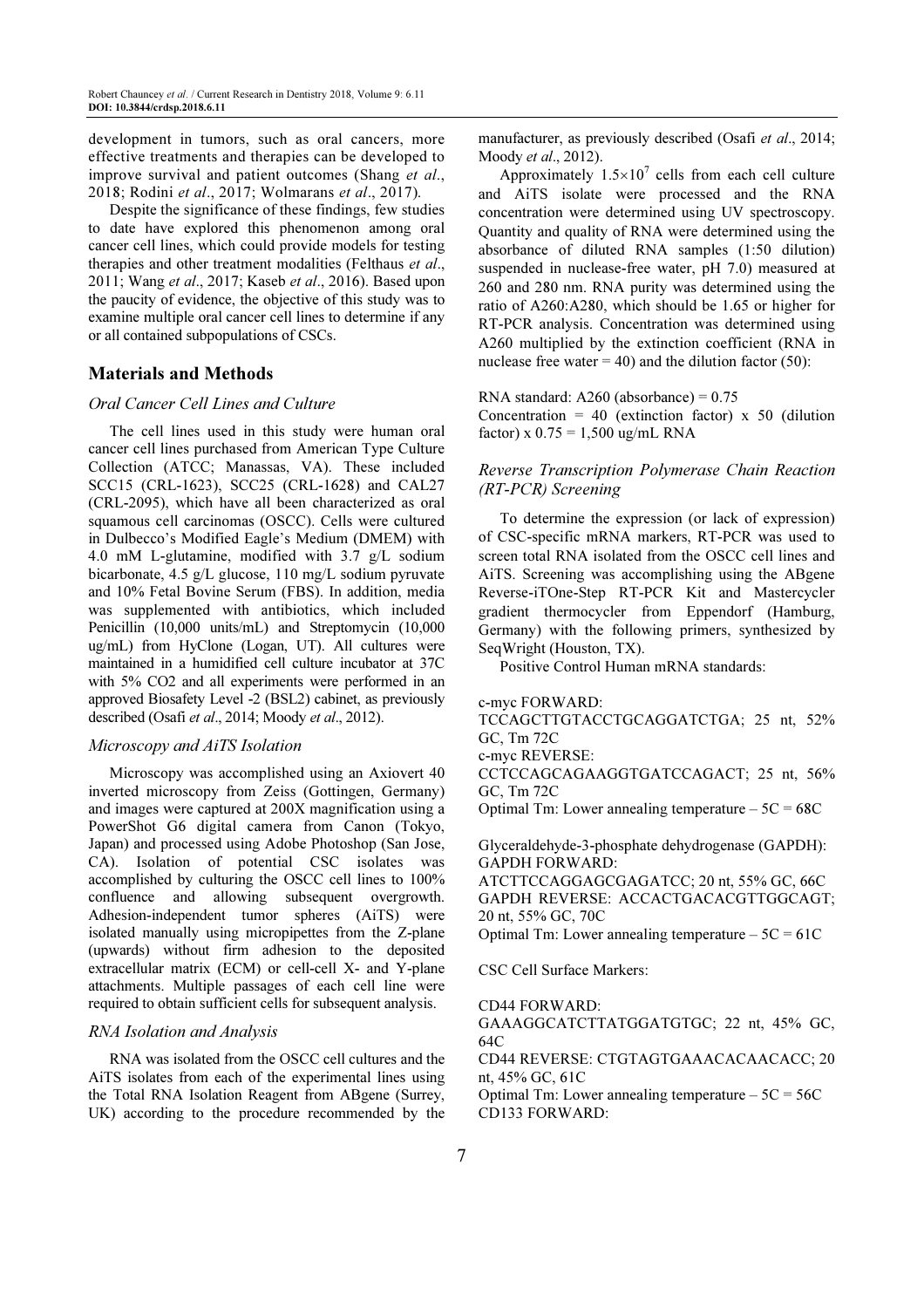development in tumors, such as oral cancers, more effective treatments and therapies can be developed to improve survival and patient outcomes (Shang *et al*., 2018; Rodini *et al*., 2017; Wolmarans *et al*., 2017).

Despite the significance of these findings, few studies to date have explored this phenomenon among oral cancer cell lines, which could provide models for testing therapies and other treatment modalities (Felthaus *et al*., 2011; Wang *et al*., 2017; Kaseb *et al*., 2016). Based upon the paucity of evidence, the objective of this study was to examine multiple oral cancer cell lines to determine if any or all contained subpopulations of CSCs.

## Materials and Methods

### *Oral Cancer Cell Lines and Culture*

The cell lines used in this study were human oral cancer cell lines purchased from American Type Culture Collection (ATCC; Manassas, VA). These included SCC15 (CRL-1623), SCC25 (CRL-1628) and CAL27 (CRL-2095), which have all been characterized as oral squamous cell carcinomas (OSCC). Cells were cultured in Dulbecco's Modified Eagle's Medium (DMEM) with 4.0 mM L-glutamine, modified with 3.7 g/L sodium bicarbonate, 4.5 g/L glucose, 110 mg/L sodium pyruvate and 10% Fetal Bovine Serum (FBS). In addition, media was supplemented with antibiotics, which included Penicillin (10,000 units/mL) and Streptomycin (10,000 ug/mL) from HyClone (Logan, UT). All cultures were maintained in a humidified cell culture incubator at 37C with 5% CO2 and all experiments were performed in an approved Biosafety Level -2 (BSL2) cabinet, as previously described (Osafi *et al*., 2014; Moody *et al*., 2012).

### *Microscopy and AiTS Isolation*

Microscopy was accomplished using an Axiovert 40 inverted microscopy from Zeiss (Gottingen, Germany) and images were captured at 200X magnification using a PowerShot G6 digital camera from Canon (Tokyo, Japan) and processed using Adobe Photoshop (San Jose, CA). Isolation of potential CSC isolates was accomplished by culturing the OSCC cell lines to 100% confluence and allowing subsequent overgrowth. Adhesion-independent tumor spheres (AiTS) were isolated manually using micropipettes from the Z-plane (upwards) without firm adhesion to the deposited extracellular matrix (ECM) or cell-cell X- and Y-plane attachments. Multiple passages of each cell line were required to obtain sufficient cells for subsequent analysis.

### *RNA Isolation and Analysis*

RNA was isolated from the OSCC cell cultures and the AiTS isolates from each of the experimental lines using the Total RNA Isolation Reagent from ABgene (Surrey, UK) according to the procedure recommended by the manufacturer, as previously described (Osafi *et al*., 2014; Moody *et al*., 2012).

Approximately $1.5\times10^7$ cells from each cell culture and AiTS isolate were processed and the RNA concentration were determined using UV spectroscopy. Quantity and quality of RNA were determined using the absorbance of diluted RNA samples (1:50 dilution) suspended in nuclease-free water, pH 7.0) measured at 260 and 280 nm. RNA purity was determined using the ratio of A260:A280, which should be 1.65 or higher for RT-PCR analysis. Concentration was determined using A260 multiplied by the extinction coefficient (RNA in nuclease free water = 40) and the dilution factor (50):

RNA standard: A260 (absorbance) = 0.75
Concentration = 40 (extinction factor) x 50 (dilution factor) x 0.75 = 1,500 ug/mL RNA

### *Reverse Transcription Polymerase Chain Reaction (RT-PCR) Screening*

To determine the expression (or lack of expression) of CSC-specific mRNA markers, RT-PCR was used to screen total RNA isolated from the OSCC cell lines and AiTS. Screening was accomplishing using the ABgene Reverse-iTOne-Step RT-PCR Kit and Mastercycler gradient thermocycler from Eppendorf (Hamburg, Germany) with the following primers, synthesized by SeqWright (Houston, TX).

Positive Control Human mRNA standards:

c-myc FORWARD:
TCCAGCTTGTACCTGCAGGATCTGA; 25 nt, 52% GC, Tm 72C
c-myc REVERSE:
CCTCCAGCAGAAGGTGATCCAGACT; 25 nt, 56% GC, Tm 72C
Optimal Tm: Lower annealing temperature – 5C = 68C

Glyceraldehyde-3-phosphate dehydrogenase (GAPDH):
GAPDH FORWARD:
ATCTTCCAGGAGCGAGATCC; 20 nt, 55% GC, 66C
GAPDH REVERSE: ACCACTGACACGTTGGCAGT; 20 nt, 55% GC, 70C
Optimal Tm: Lower annealing temperature – 5C = 61C

CSC Cell Surface Markers:

CD44 FORWARD:
GAAAGGCATCTTATGGATGTGC; 22 nt, 45% GC, 64C
CD44 REVERSE: CTGTAGTGAAACACAACACC; 20 nt, 45% GC, 61C
Optimal Tm: Lower annealing temperature – 5C = 56C
CD133 FORWARD: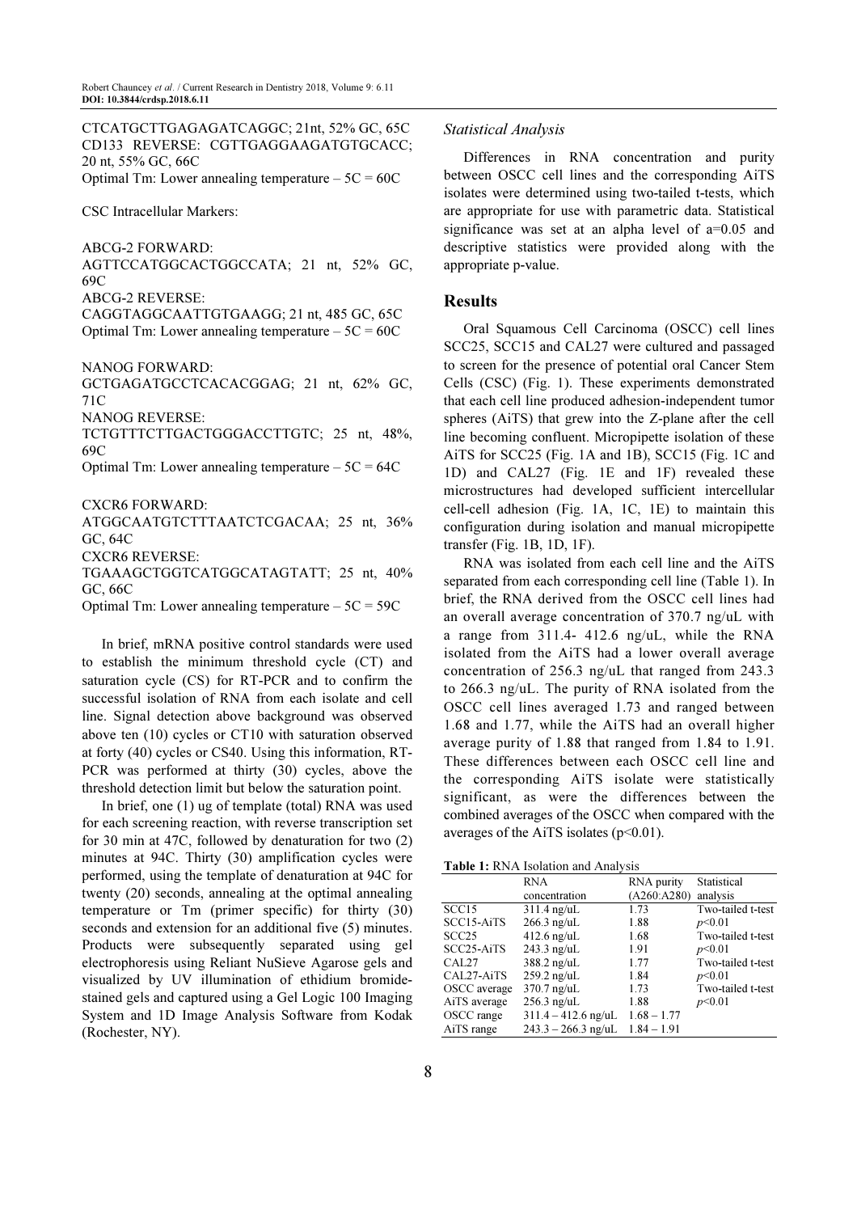CTCATGCTTGAGAGATCAGGC; 21nt, 52% GC, 65C
CD133 REVERSE: CGTTGAGGAAGATGTGCACC; 20 nt, 55% GC, 66C
Optimal Tm: Lower annealing temperature – 5C = 60C

CSC Intracellular Markers:

ABCG-2 FORWARD:
AGTTCCATGGCACTGGCCATA; 21 nt, 52% GC, 69C
ABCG-2 REVERSE:
CAGGTAGGCAATTGTGAAGG; 21 nt, 485 GC, 65C
Optimal Tm: Lower annealing temperature – 5C = 60C

NANOG FORWARD:
GCTGAGATGCCTCACACGGAG; 21 nt, 62% GC, 71C
NANOG REVERSE:
TCTGTTTCTTGACTGGGACCTTGTC; 25 nt, 48%, 69C
Optimal Tm: Lower annealing temperature – 5C = 64C

CXCR6 FORWARD:
ATGGCAATGTCTTTAATCTCGACAA; 25 nt, 36% GC, 64C
CXCR6 REVERSE:
TGAAAGCTGGTCATGGCATAGTATT; 25 nt, 40% GC, 66C
Optimal Tm: Lower annealing temperature – 5C = 59C

In brief, mRNA positive control standards were used to establish the minimum threshold cycle (CT) and saturation cycle (CS) for RT-PCR and to confirm the successful isolation of RNA from each isolate and cell line. Signal detection above background was observed above ten (10) cycles or CT10 with saturation observed at forty (40) cycles or CS40. Using this information, RT-PCR was performed at thirty (30) cycles, above the threshold detection limit but below the saturation point.

In brief, one (1) ug of template (total) RNA was used for each screening reaction, with reverse transcription set for 30 min at 47C, followed by denaturation for two (2) minutes at 94C. Thirty (30) amplification cycles were performed, using the template of denaturation at 94C for twenty (20) seconds, annealing at the optimal annealing temperature or Tm (primer specific) for thirty (30) seconds and extension for an additional five (5) minutes. Products were subsequently separated using gel electrophoresis using Reliant NuSieve Agarose gels and visualized by UV illumination of ethidium bromide-stained gels and captured using a Gel Logic 100 Imaging System and 1D Image Analysis Software from Kodak (Rochester, NY).

### *Statistical Analysis*

Differences in RNA concentration and purity between OSCC cell lines and the corresponding AiTS isolates were determined using two-tailed t-tests, which are appropriate for use with parametric data. Statistical significance was set at an alpha level of a=0.05 and descriptive statistics were provided along with the appropriate p-value.

## Results

Oral Squamous Cell Carcinoma (OSCC) cell lines SCC25, SCC15 and CAL27 were cultured and passaged to screen for the presence of potential oral Cancer Stem Cells (CSC) (Fig. 1). These experiments demonstrated that each cell line produced adhesion-independent tumor spheres (AiTS) that grew into the Z-plane after the cell line becoming confluent. Micropipette isolation of these AiTS for SCC25 (Fig. 1A and 1B), SCC15 (Fig. 1C and 1D) and CAL27 (Fig. 1E and 1F) revealed these microstructures had developed sufficient intercellular cell-cell adhesion (Fig. 1A, 1C, 1E) to maintain this configuration during isolation and manual micropipette transfer (Fig. 1B, 1D, 1F).

RNA was isolated from each cell line and the AiTS separated from each corresponding cell line (Table 1). In brief, the RNA derived from the OSCC cell lines had an overall average concentration of 370.7 ng/uL with a range from 311.4- 412.6 ng/uL, while the RNA isolated from the AiTS had a lower overall average concentration of 256.3 ng/uL that ranged from 243.3 to 266.3 ng/uL. The purity of RNA isolated from the OSCC cell lines averaged 1.73 and ranged between 1.68 and 1.77, while the AiTS had an overall higher average purity of 1.88 that ranged from 1.84 to 1.91. These differences between each OSCC cell line and the corresponding AiTS isolate were statistically significant, as were the differences between the combined averages of the OSCC when compared with the averages of the AiTS isolates ($p<0.01$).

**Table 1:** RNA Isolation and Analysis

| | RNA concentration | RNA purity (A260:A280) | Statistical analysis |
|---|---|---|---|
| SCC15 | 311.4 ng/uL | 1.73 | Two-tailed t-test |
| SCC15-AiTS | 266.3 ng/uL | 1.88 | $p<0.01$ |
| SCC25 | 412.6 ng/uL | 1.68 | Two-tailed t-test |
| SCC25-AiTS | 243.3 ng/uL | 1.91 | $p<0.01$ |
| CAL27 | 388.2 ng/uL | 1.77 | Two-tailed t-test |
| CAL27-AiTS | 259.2 ng/uL | 1.84 | $p<0.01$ |
| OSCC average | 370.7 ng/uL | 1.73 | Two-tailed t-test |
| AiTS average | 256.3 ng/uL | 1.88 | $p<0.01$ |
| OSCC range | 311.4 – 412.6 ng/uL | 1.68 – 1.77 | |
| AiTS range | 243.3 – 266.3 ng/uL | 1.84 – 1.91 | |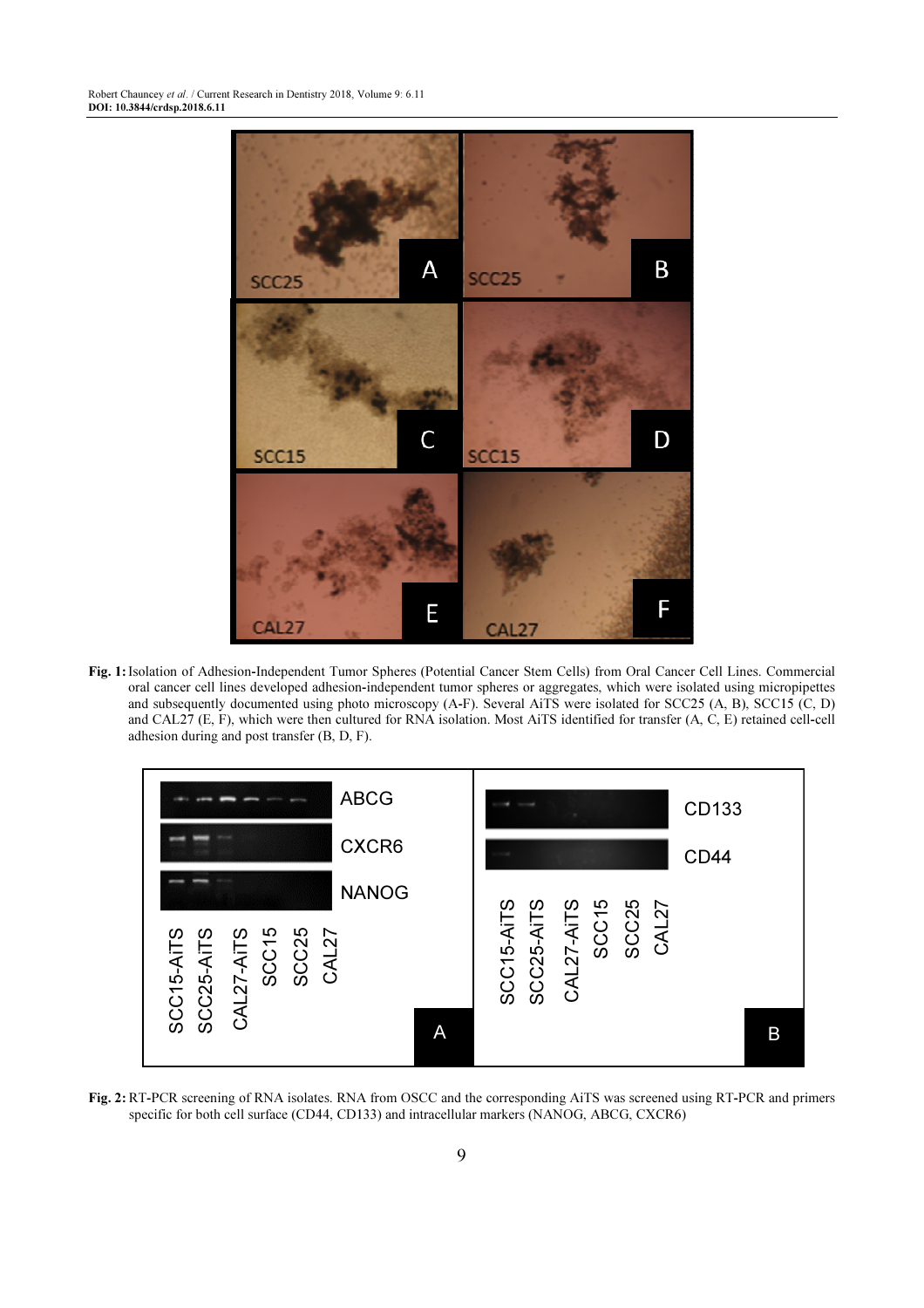**Fig. 1:** Isolation of Adhesion-Independent Tumor Spheres (Potential Cancer Stem Cells) from Oral Cancer Cell Lines. Commercial oral cancer cell lines developed adhesion-independent tumor spheres or aggregates, which were isolated using micropipettes and subsequently documented using photo microscopy (A-F). Several AiTS were isolated for SCC25 (A, B), SCC15 (C, D) and CAL27 (E, F), which were then cultured for RNA isolation. Most AiTS identified for transfer (A, C, E) retained cell-cell adhesion during and post transfer (B, D, F).

**Fig. 2:** RT-PCR screening of RNA isolates. RNA from OSCC and the corresponding AiTS was screened using RT-PCR and primers specific for both cell surface (CD44, CD133) and intracellular markers (NANOG, ABCG, CXCR6)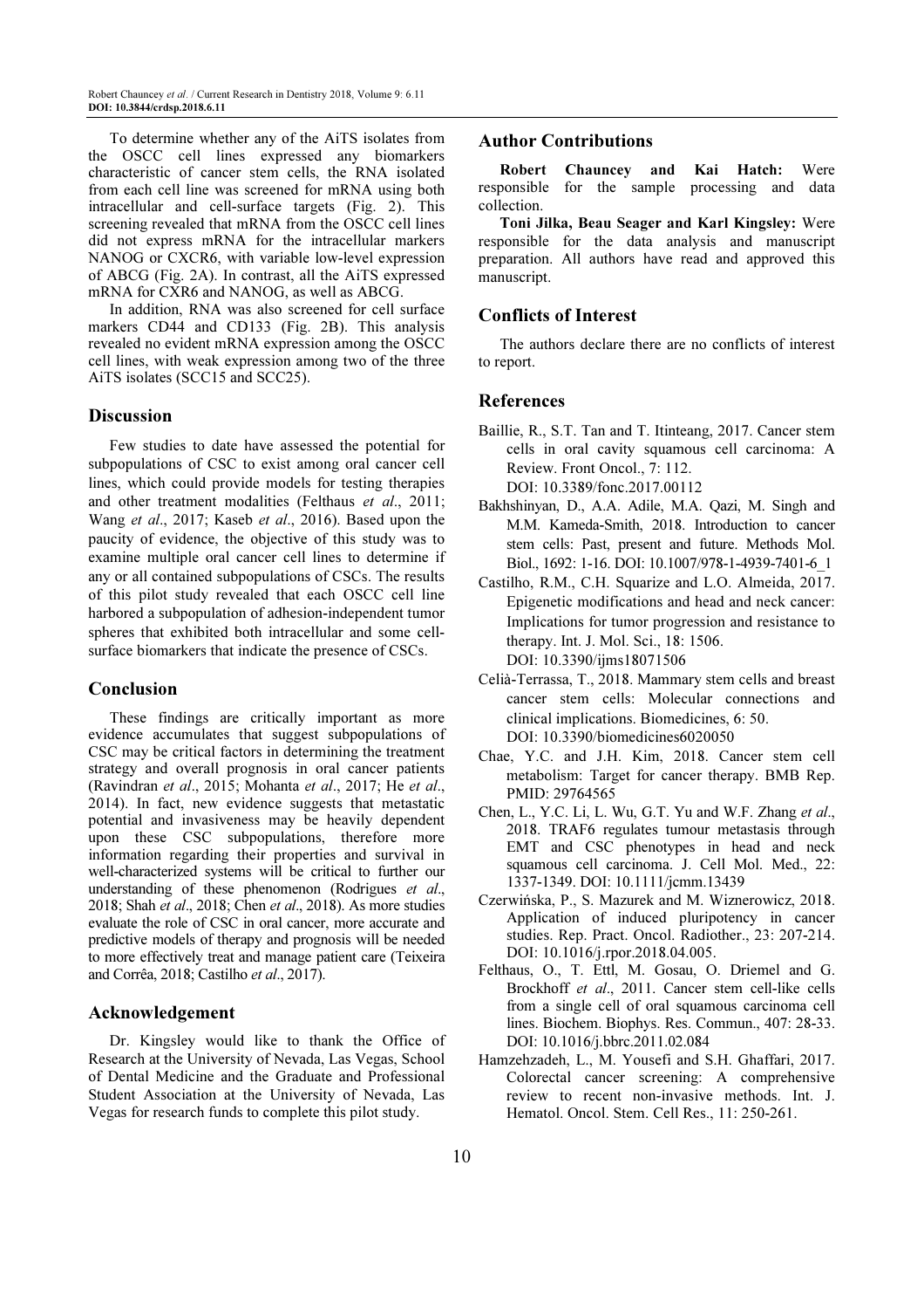To determine whether any of the AiTS isolates from the OSCC cell lines expressed any biomarkers characteristic of cancer stem cells, the RNA isolated from each cell line was screened for mRNA using both intracellular and cell-surface targets (Fig. 2). This screening revealed that mRNA from the OSCC cell lines did not express mRNA for the intracellular markers NANOG or CXCR6, with variable low-level expression of ABCG (Fig. 2A). In contrast, all the AiTS expressed mRNA for CXR6 and NANOG, as well as ABCG.

In addition, RNA was also screened for cell surface markers CD44 and CD133 (Fig. 2B). This analysis revealed no evident mRNA expression among the OSCC cell lines, with weak expression among two of the three AiTS isolates (SCC15 and SCC25).

## Discussion

Few studies to date have assessed the potential for subpopulations of CSC to exist among oral cancer cell lines, which could provide models for testing therapies and other treatment modalities (Felthaus *et al*., 2011; Wang *et al*., 2017; Kaseb *et al*., 2016). Based upon the paucity of evidence, the objective of this study was to examine multiple oral cancer cell lines to determine if any or all contained subpopulations of CSCs. The results of this pilot study revealed that each OSCC cell line harbored a subpopulation of adhesion-independent tumor spheres that exhibited both intracellular and some cell-surface biomarkers that indicate the presence of CSCs.

## Conclusion

These findings are critically important as more evidence accumulates that suggest subpopulations of CSC may be critical factors in determining the treatment strategy and overall prognosis in oral cancer patients (Ravindran *et al*., 2015; Mohanta *et al*., 2017; He *et al*., 2014). In fact, new evidence suggests that metastatic potential and invasiveness may be heavily dependent upon these CSC subpopulations, therefore more information regarding their properties and survival in well-characterized systems will be critical to further our understanding of these phenomenon (Rodrigues *et al*., 2018; Shah *et al*., 2018; Chen *et al*., 2018). As more studies evaluate the role of CSC in oral cancer, more accurate and predictive models of therapy and prognosis will be needed to more effectively treat and manage patient care (Teixeira and Corrêa, 2018; Castilho *et al*., 2017).

## Acknowledgement

Dr. Kingsley would like to thank the Office of Research at the University of Nevada, Las Vegas, School of Dental Medicine and the Graduate and Professional Student Association at the University of Nevada, Las Vegas for research funds to complete this pilot study.

## Author Contributions

**Robert Chauncey and Kai Hatch:** Were responsible for the sample processing and data collection.

**Toni Jilka, Beau Seager and Karl Kingsley:** Were responsible for the data analysis and manuscript preparation. All authors have read and approved this manuscript.

## Conflicts of Interest

The authors declare there are no conflicts of interest to report.

## References

Baillie, R., S.T. Tan and T. Itinteang, 2017. Cancer stem cells in oral cavity squamous cell carcinoma: A Review. Front Oncol., 7: 112. DOI: 10.3389/fonc.2017.00112

Bakhshinyan, D., A.A. Adile, M.A. Qazi, M. Singh and M.M. Kameda-Smith, 2018. Introduction to cancer stem cells: Past, present and future. Methods Mol. Biol., 1692: 1-16. DOI: 10.1007/978-1-4939-7401-6_1

Castilho, R.M., C.H. Squarize and L.O. Almeida, 2017. Epigenetic modifications and head and neck cancer: Implications for tumor progression and resistance to therapy. Int. J. Mol. Sci., 18: 1506. DOI: 10.3390/ijms18071506

Cel­ià-Terrassa, T., 2018. Mammary stem cells and breast cancer stem cells: Molecular connections and clinical implications. Biomedicines, 6: 50. DOI: 10.3390/biomedicines6020050

Chae, Y.C. and J.H. Kim, 2018. Cancer stem cell metabolism: Target for cancer therapy. BMB Rep. PMID: 29764565

Chen, L., Y.C. Li, L. Wu, G.T. Yu and W.F. Zhang *et al*., 2018. TRAF6 regulates tumour metastasis through EMT and CSC phenotypes in head and neck squamous cell carcinoma. J. Cell Mol. Med., 22: 1337-1349. DOI: 10.1111/jcmm.13439

Czerwińska, P., S. Mazurek and M. Wiznerowicz, 2018. Application of induced pluripotency in cancer studies. Rep. Pract. Oncol. Radiother., 23: 207-214. DOI: 10.1016/j.rpor.2018.04.005.

Felthaus, O., T. Ettl, M. Gosau, O. Driemel and G. Brockhoff *et al*., 2011. Cancer stem cell-like cells from a single cell of oral squamous carcinoma cell lines. Biochem. Biophys. Res. Commun., 407: 28-33. DOI: 10.1016/j.bbrc.2011.02.084

Hamzehzadeh, L., M. Yousefi and S.H. Ghaffari, 2017. Colorectal cancer screening: A comprehensive review to recent non-invasive methods. Int. J. Hematol. Oncol. Stem. Cell Res., 11: 250-261.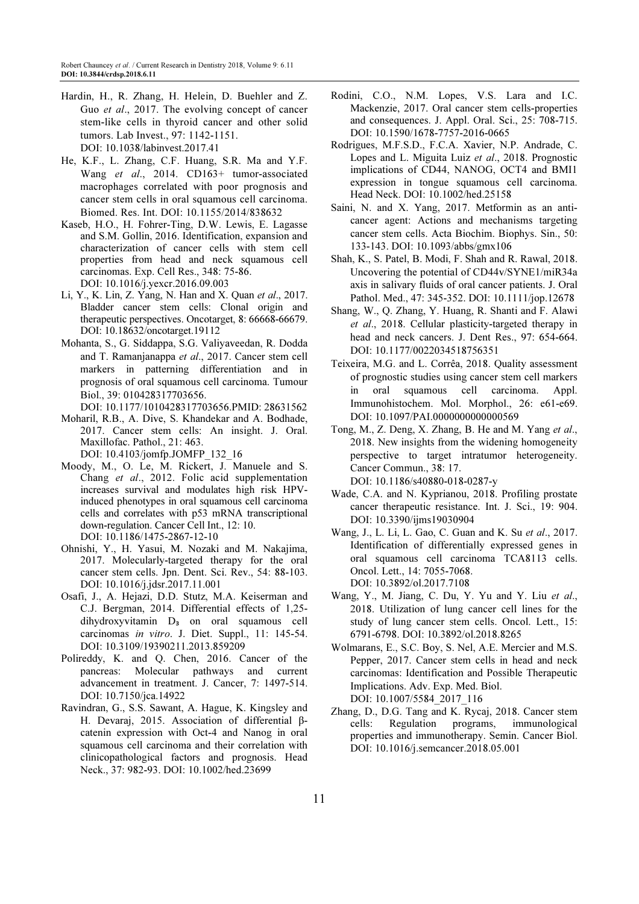Hardin, H., R. Zhang, H. Helein, D. Buehler and Z. Guo *et al*., 2017. The evolving concept of cancer stem-like cells in thyroid cancer and other solid tumors. Lab Invest., 97: 1142-1151. DOI: 10.1038/labinvest.2017.41

He, K.F., L. Zhang, C.F. Huang, S.R. Ma and Y.F. Wang *et al*., 2014. CD163+ tumor-associated macrophages correlated with poor prognosis and cancer stem cells in oral squamous cell carcinoma. Biomed. Res. Int. DOI: 10.1155/2014/838632

Kaseb, H.O., H. Fohrer-Ting, D.W. Lewis, E. Lagasse and S.M. Gollin, 2016. Identification, expansion and characterization of cancer cells with stem cell properties from head and neck squamous cell carcinomas. Exp. Cell Res., 348: 75-86. DOI: 10.1016/j.yexcr.2016.09.003

Li, Y., K. Lin, Z. Yang, N. Han and X. Quan *et al*., 2017. Bladder cancer stem cells: Clonal origin and therapeutic perspectives. Oncotarget, 8: 66668-66679. DOI: 10.18632/oncotarget.19112

Mohanta, S., G. Siddappa, S.G. Valiyaveedan, R. Dodda and T. Ramanjanappa *et al*., 2017. Cancer stem cell markers in patterning differentiation and in prognosis of oral squamous cell carcinoma. Tumour Biol., 39: 010428317703656. DOI: 10.1177/1010428317703656.PMID: 28631562

Moharil, R.B., A. Dive, S. Khandekar and A. Bodhade, 2017. Cancer stem cells: An insight. J. Oral. Maxillofac. Pathol., 21: 463. DOI: 10.4103/jomfp.JOMFP_132_16

Moody, M., O. Le, M. Rickert, J. Manuele and S. Chang *et al*., 2012. Folic acid supplementation increases survival and modulates high risk HPV-induced phenotypes in oral squamous cell carcinoma cells and correlates with p53 mRNA transcriptional down-regulation. Cancer Cell Int., 12: 10. DOI: 10.1186/1475-2867-12-10

Ohnishi, Y., H. Yasui, M. Nozaki and M. Nakajima, 2017. Molecularly-targeted therapy for the oral cancer stem cells. Jpn. Dent. Sci. Rev., 54: 88-103. DOI: 10.1016/j.jdsr.2017.11.001

Osafi, J., A. Hejazi, D.D. Stutz, M.A. Keiserman and C.J. Bergman, 2014. Differential effects of 1,25-dihydroxyvitamin $D_3$ on oral squamous cell carcinomas *in vitro*. J. Diet. Suppl., 11: 145-54. DOI: 10.3109/19390211.2013.859209

Polireddy, K. and Q. Chen, 2016. Cancer of the pancreas: Molecular pathways and current advancement in treatment. J. Cancer, 7: 1497-514. DOI: 10.7150/jca.14922

Ravindran, G., S.S. Sawant, A. Hague, K. Kingsley and H. Devaraj, 2015. Association of differential β-catenin expression with Oct-4 and Nanog in oral squamous cell carcinoma and their correlation with clinicopathological factors and prognosis. Head Neck., 37: 982-93. DOI: 10.1002/hed.23699

Rodini, C.O., N.M. Lopes, V.S. Lara and I.C. Mackenzie, 2017. Oral cancer stem cells-properties and consequences. J. Appl. Oral. Sci., 25: 708-715. DOI: 10.1590/1678-7757-2016-0665

Rodrigues, M.F.S.D., F.C.A. Xavier, N.P. Andrade, C. Lopes and L. Miguita Luiz *et al*., 2018. Prognostic implications of CD44, NANOG, OCT4 and BMI1 expression in tongue squamous cell carcinoma. Head Neck. DOI: 10.1002/hed.25158

Saini, N. and X. Yang, 2017. Metformin as an anti-cancer agent: Actions and mechanisms targeting cancer stem cells. Acta Biochim. Biophys. Sin., 50: 133-143. DOI: 10.1093/abbs/gmx106

Shah, K., S. Patel, B. Modi, F. Shah and R. Rawal, 2018. Uncovering the potential of CD44v/SYNE1/miR34a axis in salivary fluids of oral cancer patients. J. Oral Pathol. Med., 47: 345-352. DOI: 10.1111/jop.12678

Shang, W., Q. Zhang, Y. Huang, R. Shanti and F. Alawi *et al*., 2018. Cellular plasticity-targeted therapy in head and neck cancers. J. Dent Res., 97: 654-664. DOI: 10.1177/0022034518756351

Teixeira, M.G. and L. Corrêa, 2018. Quality assessment of prognostic studies using cancer stem cell markers in oral squamous cell carcinoma. Appl. Immunohistochem. Mol. Morphol., 26: e61-e69. DOI: 10.1097/PAI.0000000000000569

Tong, M., Z. Deng, X. Zhang, B. He and M. Yang *et al*., 2018. New insights from the widening homogeneity perspective to target intratumor heterogeneity. Cancer Commun., 38: 17. DOI: 10.1186/s40880-018-0287-y

Wade, C.A. and N. Kyprianou, 2018. Profiling prostate cancer therapeutic resistance. Int. J. Sci., 19: 904. DOI: 10.3390/ijms19030904

Wang, J., L. Li, L. Gao, C. Guan and K. Su *et al*., 2017. Identification of differentially expressed genes in oral squamous cell carcinoma TCA8113 cells. Oncol. Lett., 14: 7055-7068. DOI: 10.3892/ol.2017.7108

Wang, Y., M. Jiang, C. Du, Y. Yu and Y. Liu *et al*., 2018. Utilization of lung cancer cell lines for the study of lung cancer stem cells. Oncol. Lett., 15: 6791-6798. DOI: 10.3892/ol.2018.8265

Wolmarans, E., S.C. Boy, S. Nel, A.E. Mercier and M.S. Pepper, 2017. Cancer stem cells in head and neck carcinomas: Identification and Possible Therapeutic Implications. Adv. Exp. Med. Biol. DOI: 10.1007/5584_2017_116

Zhang, D., D.G. Tang and K. Rycaj, 2018. Cancer stem cells: Regulation programs, immunological properties and immunotherapy. Semin. Cancer Biol. DOI: 10.1016/j.semcancer.2018.05.001